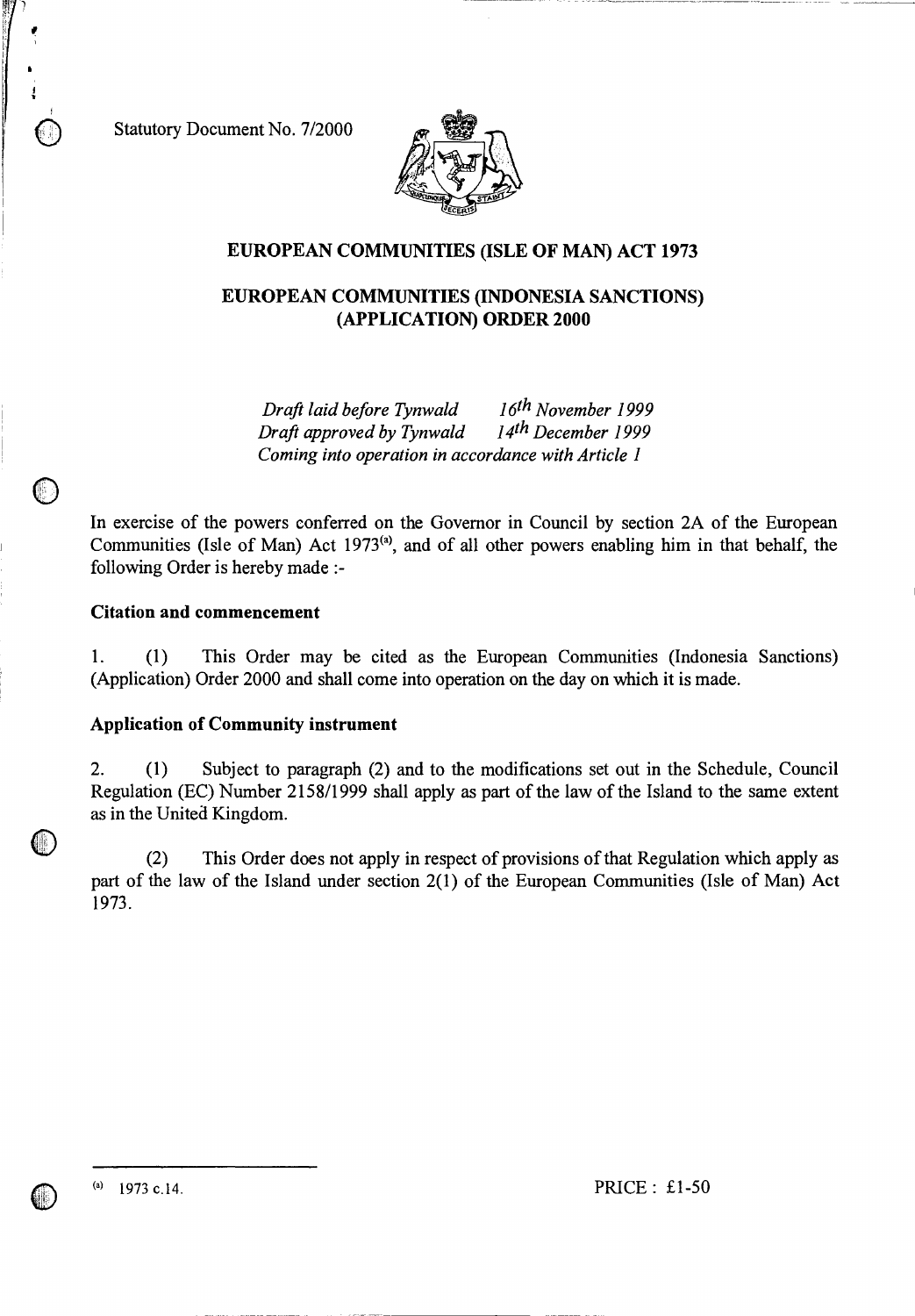Statutory Document No. 7/2000

# EUROPEAN COMMUNITIES (ISLE OF MAN) ACT 1973

## EUROPEAN COMMUNITIES (INDONESIA SANCTIONS) (APPLICATION) ORDER 2000

*Draft laid before Tynwald 16th November 1999*
*Draft approved by Tynwald 14th December 1999*
*Coming into operation in accordance with Article 1*

In exercise of the powers conferred on the Governor in Council by section 2A of the European Communities (Isle of Man) Act 1973[(a)], and of all other powers enabling him in that behalf, the following Order is hereby made :-

**Citation and commencement**

1. (1) This Order may be cited as the European Communities (Indonesia Sanctions) (Application) Order 2000 and shall come into operation on the day on which it is made.

**Application of Community instrument**

2. (1) Subject to paragraph (2) and to the modifications set out in the Schedule, Council Regulation (EC) Number 2158/1999 shall apply as part of the law of the Island to the same extent as in the United Kingdom.

(2) This Order does not apply in respect of provisions of that Regulation which apply as part of the law of the Island under section 2(1) of the European Communities (Isle of Man) Act 1973.

(a) 1973 c.14.

PRICE : £1-50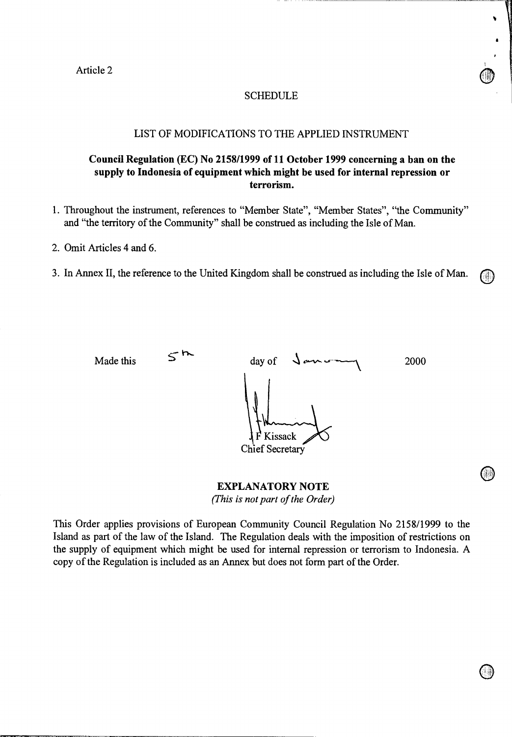Article 2

SCHEDULE

LIST OF MODIFICATIONS TO THE APPLIED INSTRUMENT

**Council Regulation (EC) No 2158/1999 of 11 October 1999 concerning a ban on the supply to Indonesia of equipment which might be used for internal repression or terrorism.**

1. Throughout the instrument, references to "Member State", "Member States", "the Community" and "the territory of the Community" shall be construed as including the Isle of Man.
2. Omit Articles 4 and 6.
3. In Annex II, the reference to the United Kingdom shall be construed as including the Isle of Man.

Made this 5th day of January 2000

J F Kissack
Chief Secretary

**EXPLANATORY NOTE**
*(This is not part of the Order)*

This Order applies provisions of European Community Council Regulation No 2158/1999 to the Island as part of the law of the Island. The Regulation deals with the imposition of restrictions on the supply of equipment which might be used for internal repression or terrorism to Indonesia. A copy of the Regulation is included as an Annex but does not form part of the Order.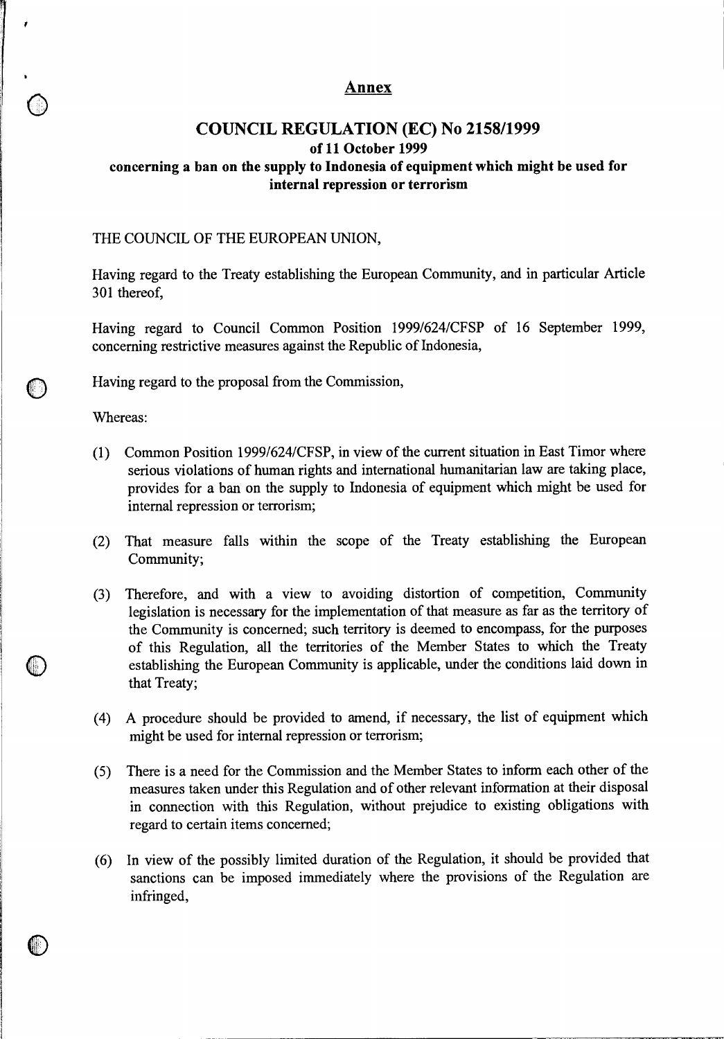## Annex

# COUNCIL REGULATION (EC) No 2158/1999

### of 11 October 1999

### concerning a ban on the supply to Indonesia of equipment which might be used for internal repression or terrorism

THE COUNCIL OF THE EUROPEAN UNION,

Having regard to the Treaty establishing the European Community, and in particular Article 301 thereof,

Having regard to Council Common Position 1999/624/CFSP of 16 September 1999, concerning restrictive measures against the Republic of Indonesia,

Having regard to the proposal from the Commission,

Whereas:

(1) Common Position 1999/624/CFSP, in view of the current situation in East Timor where serious violations of human rights and international humanitarian law are taking place, provides for a ban on the supply to Indonesia of equipment which might be used for internal repression or terrorism;

(2) That measure falls within the scope of the Treaty establishing the European Community;

(3) Therefore, and with a view to avoiding distortion of competition, Community legislation is necessary for the implementation of that measure as far as the territory of the Community is concerned; such territory is deemed to encompass, for the purposes of this Regulation, all the territories of the Member States to which the Treaty establishing the European Community is applicable, under the conditions laid down in that Treaty;

(4) A procedure should be provided to amend, if necessary, the list of equipment which might be used for internal repression or terrorism;

(5) There is a need for the Commission and the Member States to inform each other of the measures taken under this Regulation and of other relevant information at their disposal in connection with this Regulation, without prejudice to existing obligations with regard to certain items concerned;

(6) In view of the possibly limited duration of the Regulation, it should be provided that sanctions can be imposed immediately where the provisions of the Regulation are infringed,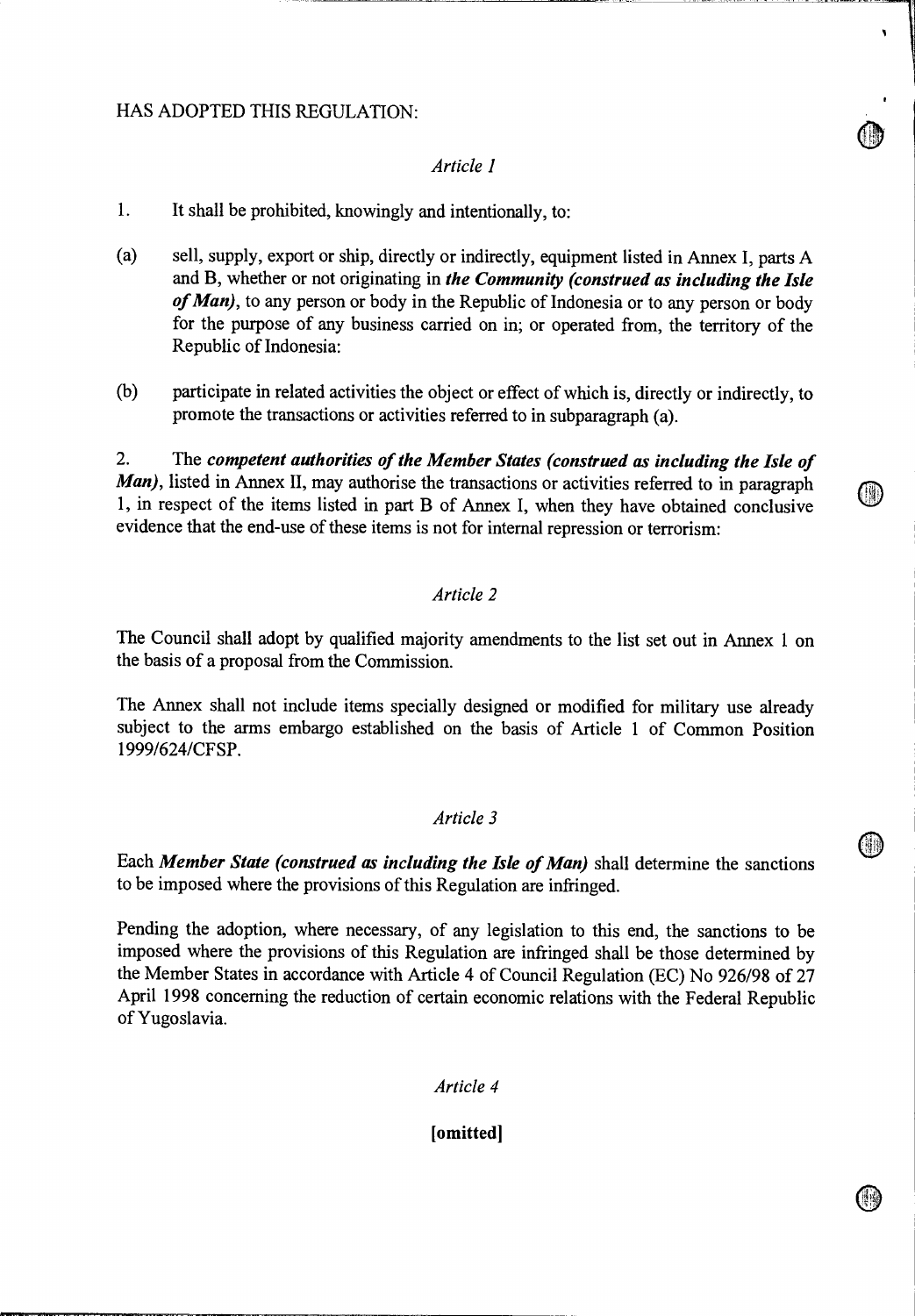HAS ADOPTED THIS REGULATION:

*Article 1*

1. It shall be prohibited, knowingly and intentionally, to:

(a) sell, supply, export or ship, directly or indirectly, equipment listed in Annex I, parts A and B, whether or not originating in ***the Community (construed as including the Isle of Man)***, to any person or body in the Republic of Indonesia or to any person or body for the purpose of any business carried on in; or operated from, the territory of the Republic of Indonesia:

(b) participate in related activities the object or effect of which is, directly or indirectly, to promote the transactions or activities referred to in subparagraph (a).

2. The ***competent authorities of the Member States (construed as including the Isle of Man)***, listed in Annex II, may authorise the transactions or activities referred to in paragraph 1, in respect of the items listed in part B of Annex I, when they have obtained conclusive evidence that the end-use of these items is not for internal repression or terrorism:

*Article 2*

The Council shall adopt by qualified majority amendments to the list set out in Annex 1 on the basis of a proposal from the Commission.

The Annex shall not include items specially designed or modified for military use already subject to the arms embargo established on the basis of Article 1 of Common Position 1999/624/CFSP.

*Article 3*

Each ***Member State (construed as including the Isle of Man)*** shall determine the sanctions to be imposed where the provisions of this Regulation are infringed.

Pending the adoption, where necessary, of any legislation to this end, the sanctions to be imposed where the provisions of this Regulation are infringed shall be those determined by the Member States in accordance with Article 4 of Council Regulation (EC) No 926/98 of 27 April 1998 concerning the reduction of certain economic relations with the Federal Republic of Yugoslavia.

*Article 4*

**[omitted]**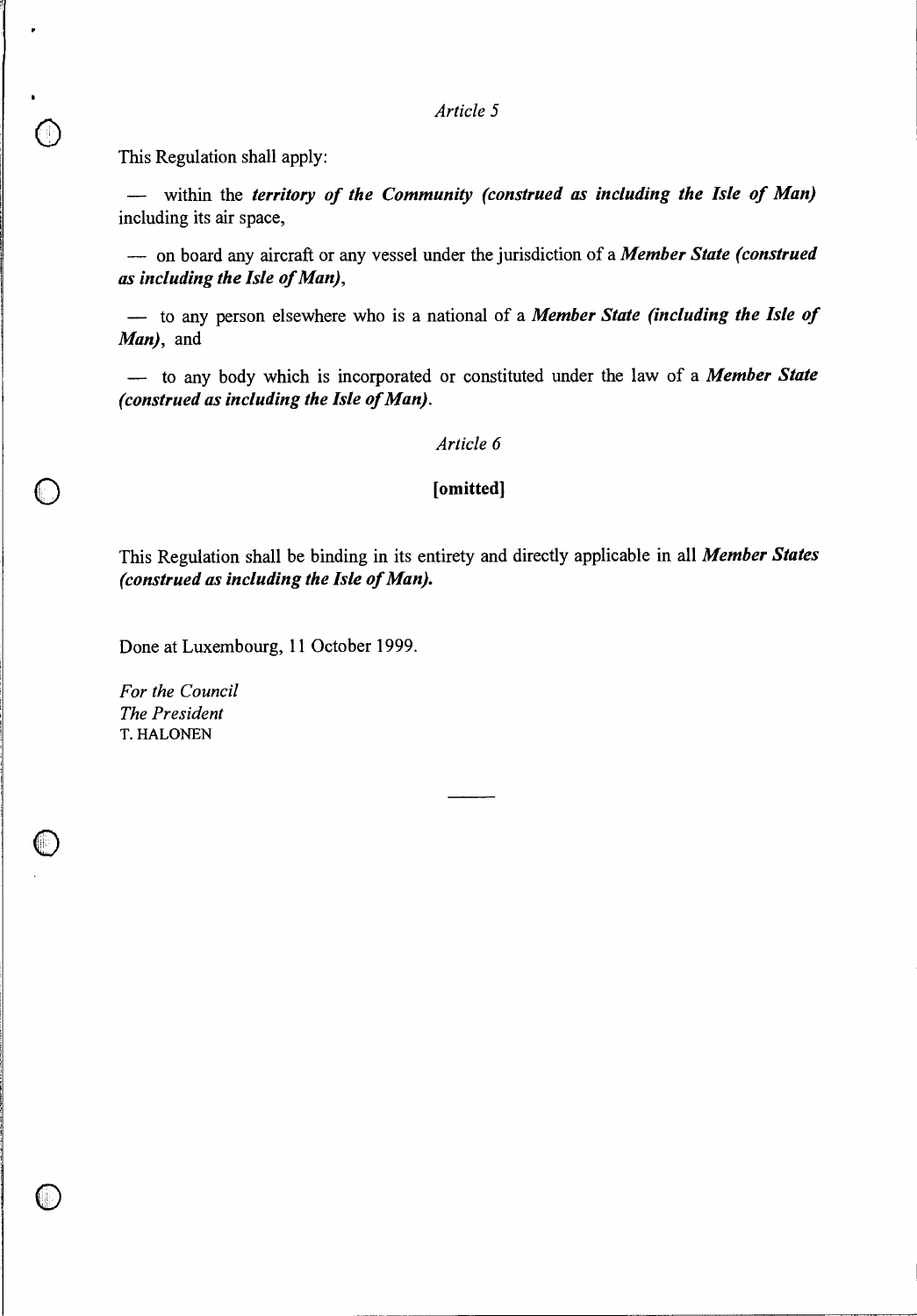*Article 5*

This Regulation shall apply:

— within the ***territory of the Community (construed as including the Isle of Man)*** including its air space,

— on board any aircraft or any vessel under the jurisdiction of a ***Member State (construed as including the Isle of Man)***,

— to any person elsewhere who is a national of a ***Member State (including the Isle of Man)***, and

— to any body which is incorporated or constituted under the law of a ***Member State (construed as including the Isle of Man)***.

*Article 6*

**[omitted]**

This Regulation shall be binding in its entirety and directly applicable in all ***Member States (construed as including the Isle of Man).***

Done at Luxembourg, 11 October 1999.

*For the Council*
*The President*
T. HALONEN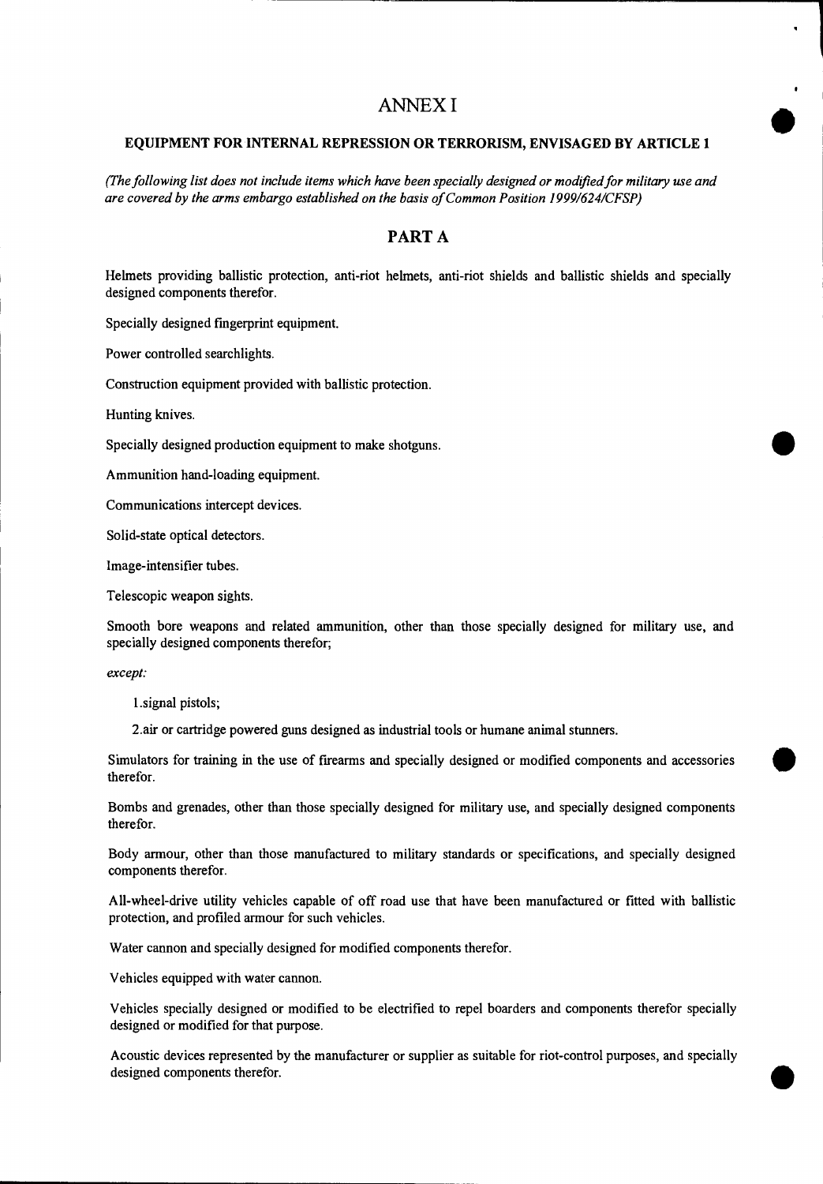# ANNEX I

## EQUIPMENT FOR INTERNAL REPRESSION OR TERRORISM, ENVISAGED BY ARTICLE 1

*(The following list does not include items which have been specially designed or modified for military use and are covered by the arms embargo established on the basis of Common Position 1999/624/CFSP)*

## PART A

Helmets providing ballistic protection, anti-riot helmets, anti-riot shields and ballistic shields and specially designed components therefor.

Specially designed fingerprint equipment.

Power controlled searchlights.

Construction equipment provided with ballistic protection.

Hunting knives.

Specially designed production equipment to make shotguns.

Ammunition hand-loading equipment.

Communications intercept devices.

Solid-state optical detectors.

Image-intensifier tubes.

Telescopic weapon sights.

Smooth bore weapons and related ammunition, other than those specially designed for military use, and specially designed components therefor;

*except:*

1.signal pistols;

2.air or cartridge powered guns designed as industrial tools or humane animal stunners.

Simulators for training in the use of firearms and specially designed or modified components and accessories therefor.

Bombs and grenades, other than those specially designed for military use, and specially designed components therefor.

Body armour, other than those manufactured to military standards or specifications, and specially designed components therefor.

All-wheel-drive utility vehicles capable of off road use that have been manufactured or fitted with ballistic protection, and profiled armour for such vehicles.

Water cannon and specially designed for modified components therefor.

Vehicles equipped with water cannon.

Vehicles specially designed or modified to be electrified to repel boarders and components therefor specially designed or modified for that purpose.

Acoustic devices represented by the manufacturer or supplier as suitable for riot-control purposes, and specially designed components therefor.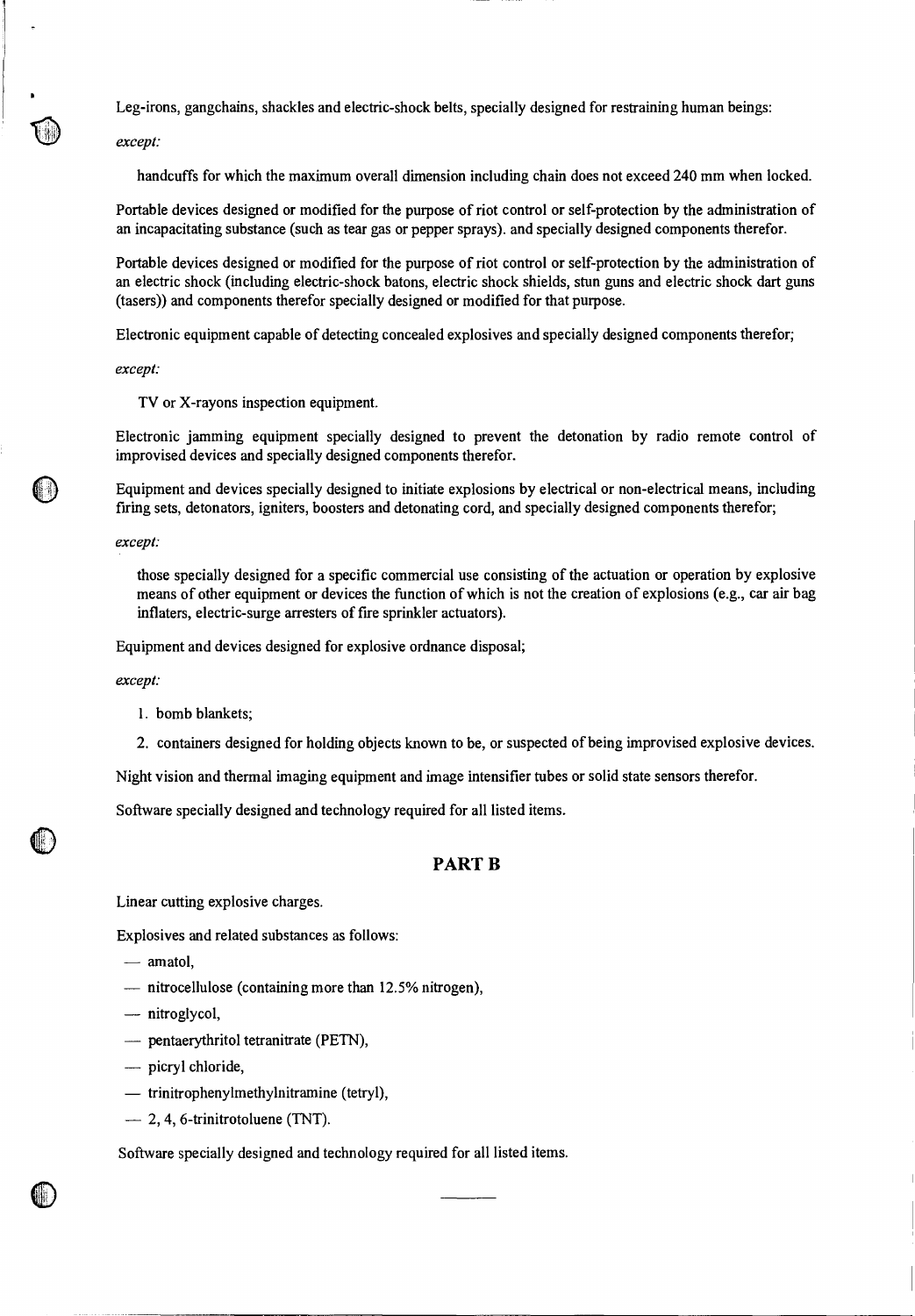Leg-irons, gangchains, shackles and electric-shock belts, specially designed for restraining human beings:

*except:*

handcuffs for which the maximum overall dimension including chain does not exceed 240 mm when locked.

Portable devices designed or modified for the purpose of riot control or self-protection by the administration of an incapacitating substance (such as tear gas or pepper sprays). and specially designed components therefor.

Portable devices designed or modified for the purpose of riot control or self-protection by the administration of an electric shock (including electric-shock batons, electric shock shields, stun guns and electric shock dart guns (tasers)) and components therefor specially designed or modified for that purpose.

Electronic equipment capable of detecting concealed explosives and specially designed components therefor;

*except:*

TV or X-rayons inspection equipment.

Electronic jamming equipment specially designed to prevent the detonation by radio remote control of improvised devices and specially designed components therefor.

Equipment and devices specially designed to initiate explosions by electrical or non-electrical means, including firing sets, detonators, igniters, boosters and detonating cord, and specially designed components therefor;

*except:*

those specially designed for a specific commercial use consisting of the actuation or operation by explosive means of other equipment or devices the function of which is not the creation of explosions (e.g., car air bag inflaters, electric-surge arresters of fire sprinkler actuators).

Equipment and devices designed for explosive ordnance disposal;

*except:*

1. bomb blankets;
2. containers designed for holding objects known to be, or suspected of being improvised explosive devices.

Night vision and thermal imaging equipment and image intensifier tubes or solid state sensors therefor.

Software specially designed and technology required for all listed items.

## PART B

Linear cutting explosive charges.

Explosives and related substances as follows:

- amatol,
- nitrocellulose (containing more than 12.5% nitrogen),
- nitroglycol,
- pentaerythritol tetranitrate (PETN),
- picryl chloride,
- trinitrophenylmethylnitramine (tetryl),
- 2, 4, 6-trinitrotoluene (TNT).

Software specially designed and technology required for all listed items.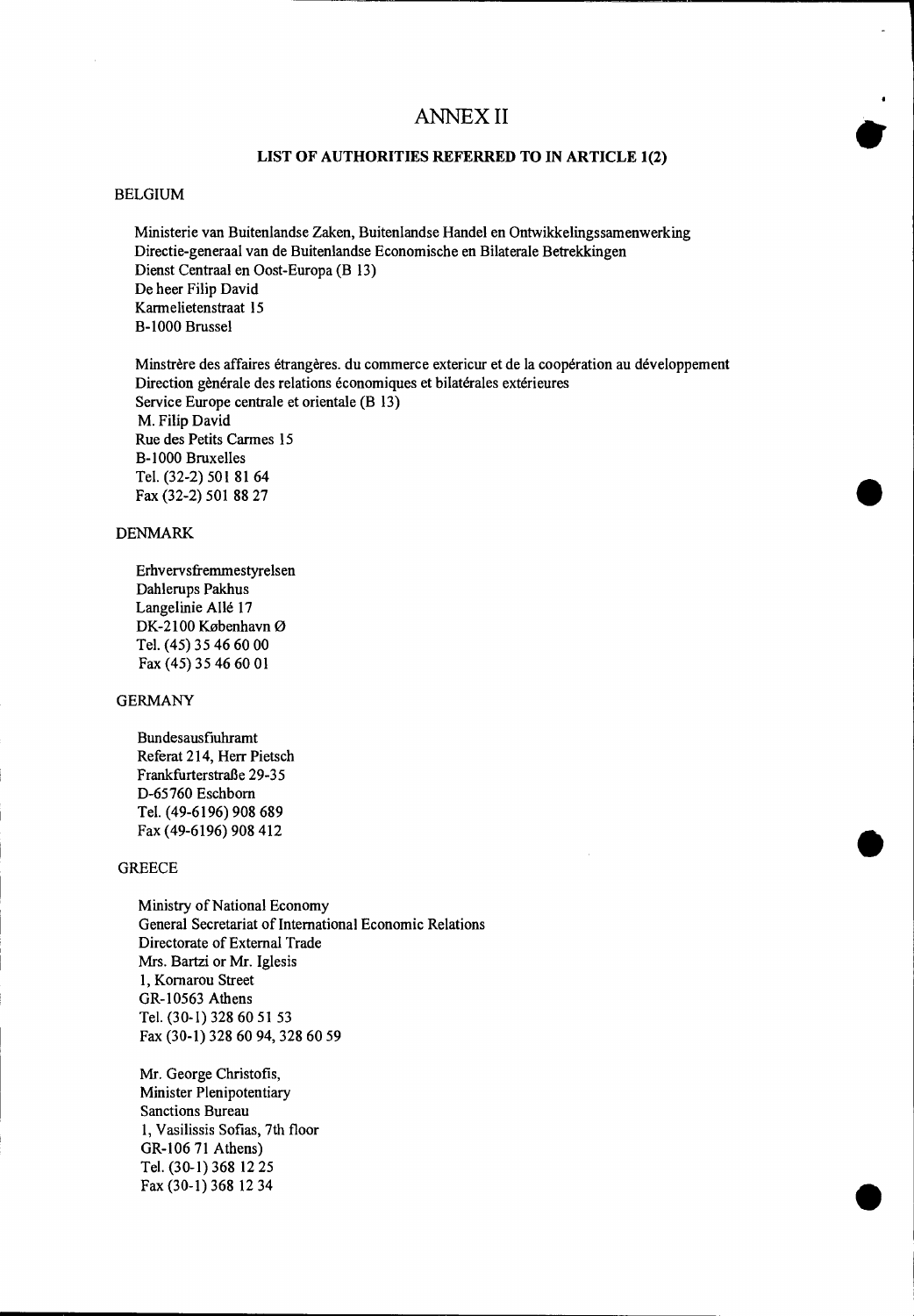# ANNEX II

## LIST OF AUTHORITIES REFERRED TO IN ARTICLE 1(2)

BELGIUM

Ministerie van Buitenlandse Zaken, Buitenlandse Handel en Ontwikkelingssamenwerking
Directie-generaal van de Buitenlandse Economische en Bilaterale Betrekkingen
Dienst Centraal en Oost-Europa (B 13)
De heer Filip David
Karmelietenstraat 15
B-1000 Brussel

Minstrère des affaires étrangères. du commerce extericur et de la coopération au développement
Direction gènérale des relations économiques et bilatérales extérieures
Service Europe centrale et orientale (B 13)
M. Filip David
Rue des Petits Carmes 15
B-1000 Bruxelles
Tel. (32-2) 501 81 64
Fax (32-2) 501 88 27

DENMARK

Erhvervsfremmestyrelsen
Dahlerups Pakhus
Langelinie Allé 17
DK-2100 København Ø
Tel. (45) 35 46 60 00
Fax (45) 35 46 60 01

GERMANY

Bundesausfuhramt
Referat 214, Herr Pietsch
Frankfurterstraße 29-35
D-65760 Eschborn
Tel. (49-6196) 908 689
Fax (49-6196) 908 412

GREECE

Ministry of National Economy
General Secretariat of International Economic Relations
Directorate of External Trade
Mrs. Bartzi or Mr. Iglesis
1, Kornarou Street
GR-10563 Athens
Tel. (30-1) 328 60 51 53
Fax (30-1) 328 60 94, 328 60 59

Mr. George Christofis,
Minister Plenipotentiary
Sanctions Bureau
1, Vasilissis Sofias, 7th floor
GR-106 71 Athens)
Tel. (30-1) 368 12 25
Fax (30-1) 368 12 34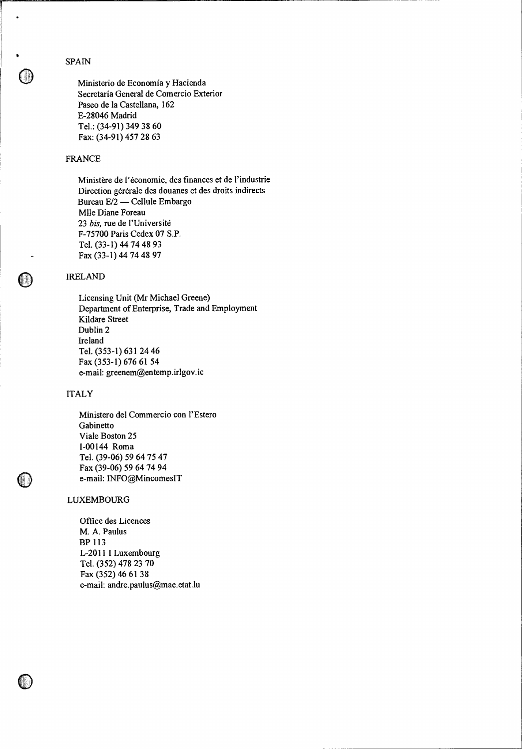SPAIN

Ministerio de Economía y Hacienda
Secretaría General de Comercio Exterior
Paseo de la Castellana, 162
E-28046 Madrid
Tel.: (34-91) 349 38 60
Fax: (34-91) 457 28 63

FRANCE

Ministère de l'économie, des finances et de l'industrie
Direction gérérale des douanes et des droits indirects
Bureau E/2 — Cellule Embargo
Mlle Diane Foreau
23 *bis*, rue de l'Université
F-75700 Paris Cedex 07 S.P.
Tel. (33-1) 44 74 48 93
Fax (33-1) 44 74 48 97

IRELAND

Licensing Unit (Mr Michael Greene)
Department of Enterprise, Trade and Employment
Kildare Street
Dublin 2
Ireland
Tel. (353-1) 631 24 46
Fax (353-1) 676 61 54
e-mail: greenem@entemp.irlgov.ic

ITALY

Ministero del Commercio con l'Estero
Gabinetto
Viale Boston 25
I-00144 Roma
Tel. (39-06) 59 64 75 47
Fax (39-06) 59 64 74 94
e-mail: INFO@MincomesIT

LUXEMBOURG

Office des Licences
M. A. Paulus
BP 113
L-2011 I Luxembourg
Tel. (352) 478 23 70
Fax (352) 46 61 38
e-mail: andre.paulus@mae.etat.lu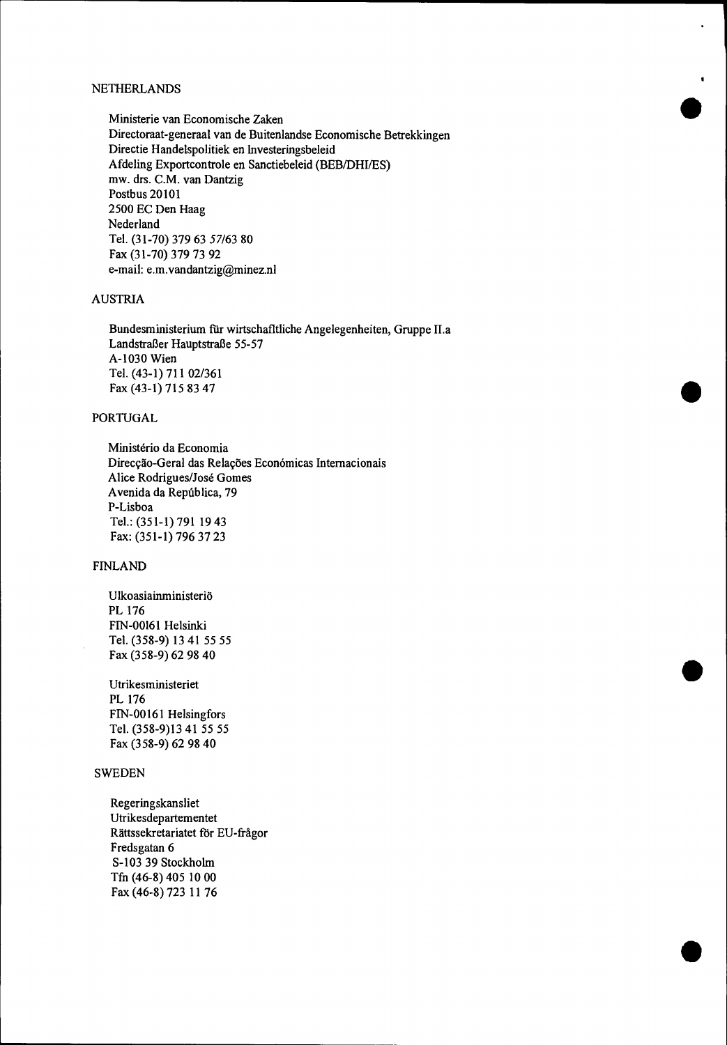NETHERLANDS

Ministerie van Economische Zaken
Directoraat-generaal van de Buitenlandse Economische Betrekkingen
Directie Handelspolitiek en Investeringsbeleid
Afdeling Exportcontrole en Sanctiebeleid (BEB/DHI/ES)
mw. drs. C.M. van Dantzig
Postbus 20101
2500 EC Den Haag
Nederland
Tel. (31-70) 379 63 57/63 80
Fax (31-70) 379 73 92
e-mail: e.m.vandantzig@minez.nl

AUSTRIA

Bundesministerium für wirtschaftliche Angelegenheiten, Gruppe II.a
Landstraßer Hauptstraße 55-57
A-1030 Wien
Tel. (43-1) 711 02/361
Fax (43-1) 715 83 47

PORTUGAL

Ministério da Economia
Direcção-Geral das Relações Económicas Internacionais
Alice Rodrigues/José Gomes
Avenida da República, 79
P-Lisboa
Tel.: (351-1) 791 19 43
Fax: (351-1) 796 37 23

FINLAND

Ulkoasiainministeriö
PL 176
FIN-00161 Helsinki
Tel. (358-9) 13 41 55 55
Fax (358-9) 62 98 40

Utrikesministeriet
PL 176
FIN-00161 Helsingfors
Tel. (358-9)13 41 55 55
Fax (358-9) 62 98 40

SWEDEN

Regeringskansliet
Utrikesdepartementet
Rättssekretariatet för EU-frågor
Fredsgatan 6
S-103 39 Stockholm
Tfn (46-8) 405 10 00
Fax (46-8) 723 11 76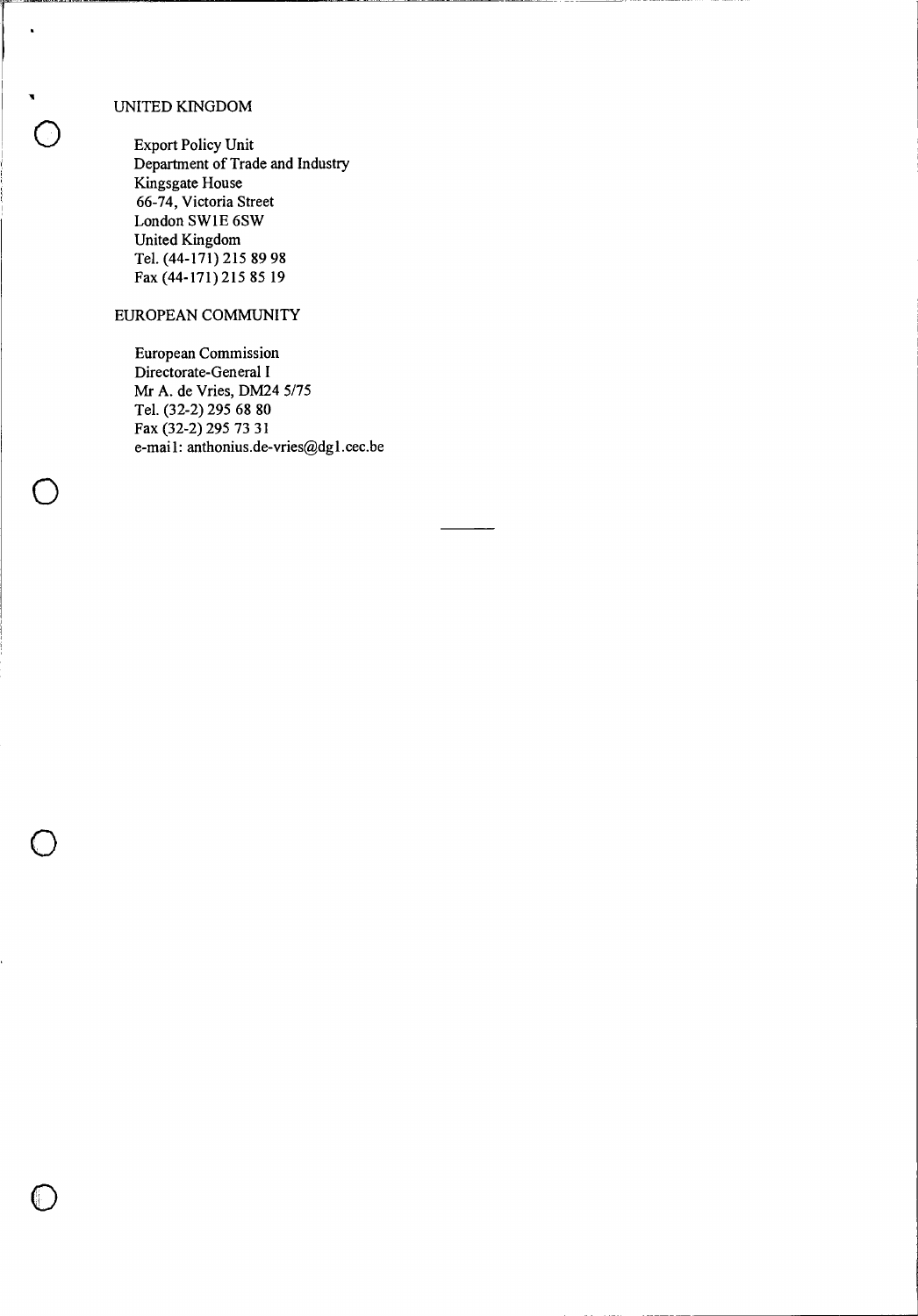UNITED KINGDOM

Export Policy Unit
Department of Trade and Industry
Kingsgate House
66-74, Victoria Street
London SW1E 6SW
United Kingdom
Tel. (44-171) 215 89 98
Fax (44-171) 215 85 19

EUROPEAN COMMUNITY

European Commission
Directorate-General I
Mr A. de Vries, DM24 5/75
Tel. (32-2) 295 68 80
Fax (32-2) 295 73 31
e-mail: anthonius.de-vries@dg1.cec.be

---